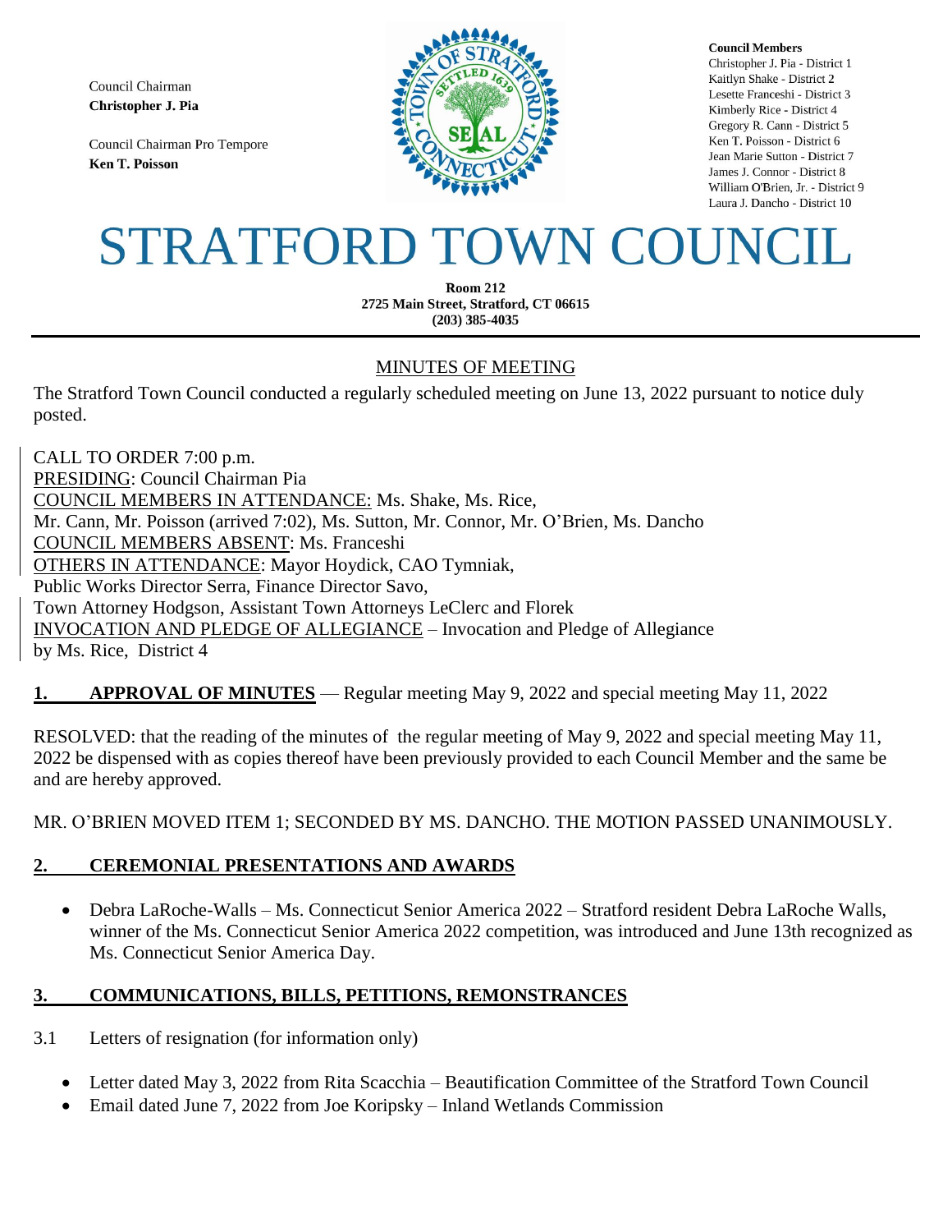Council Chairman
**Christopher J. Pia**

Council Chairman Pro Tempore
**Ken T. Poisson**

**Council Members**
Christopher J. Pia - District 1
Kaitlyn Shake - District 2
Lesette Franceshi - District 3
Kimberly Rice - District 4
Gregory R. Cann - District 5
Ken T. Poisson - District 6
Jean Marie Sutton - District 7
James J. Connor - District 8
William O'Brien, Jr. - District 9
Laura J. Dancho - District 10

# STRATFORD TOWN COUNCIL

**Room 212**
**2725 Main Street, Stratford, CT 06615**
**(203) 385-4035**

## MINUTES OF MEETING

The Stratford Town Council conducted a regularly scheduled meeting on June 13, 2022 pursuant to notice duly posted.

CALL TO ORDER 7:00 p.m.
PRESIDING: Council Chairman Pia
COUNCIL MEMBERS IN ATTENDANCE: Ms. Shake, Ms. Rice,
Mr. Cann, Mr. Poisson (arrived 7:02), Ms. Sutton, Mr. Connor, Mr. O'Brien, Ms. Dancho
COUNCIL MEMBERS ABSENT: Ms. Franceshi
OTHERS IN ATTENDANCE: Mayor Hoydick, CAO Tymniak,
Public Works Director Serra, Finance Director Savo,
Town Attorney Hodgson, Assistant Town Attorneys LeClerc and Florek
INVOCATION AND PLEDGE OF ALLEGIANCE – Invocation and Pledge of Allegiance
by Ms. Rice, District 4

**1. APPROVAL OF MINUTES** — Regular meeting May 9, 2022 and special meeting May 11, 2022

RESOLVED: that the reading of the minutes of the regular meeting of May 9, 2022 and special meeting May 11, 2022 be dispensed with as copies thereof have been previously provided to each Council Member and the same be and are hereby approved.

MR. O'BRIEN MOVED ITEM 1; SECONDED BY MS. DANCHO. THE MOTION PASSED UNANIMOUSLY.

## 2. CEREMONIAL PRESENTATIONS AND AWARDS

- Debra LaRoche-Walls – Ms. Connecticut Senior America 2022 – Stratford resident Debra LaRoche Walls, winner of the Ms. Connecticut Senior America 2022 competition, was introduced and June 13th recognized as Ms. Connecticut Senior America Day.

## 3. COMMUNICATIONS, BILLS, PETITIONS, REMONSTRANCES

3.1 Letters of resignation (for information only)

- Letter dated May 3, 2022 from Rita Scacchia – Beautification Committee of the Stratford Town Council
- Email dated June 7, 2022 from Joe Koripsky – Inland Wetlands Commission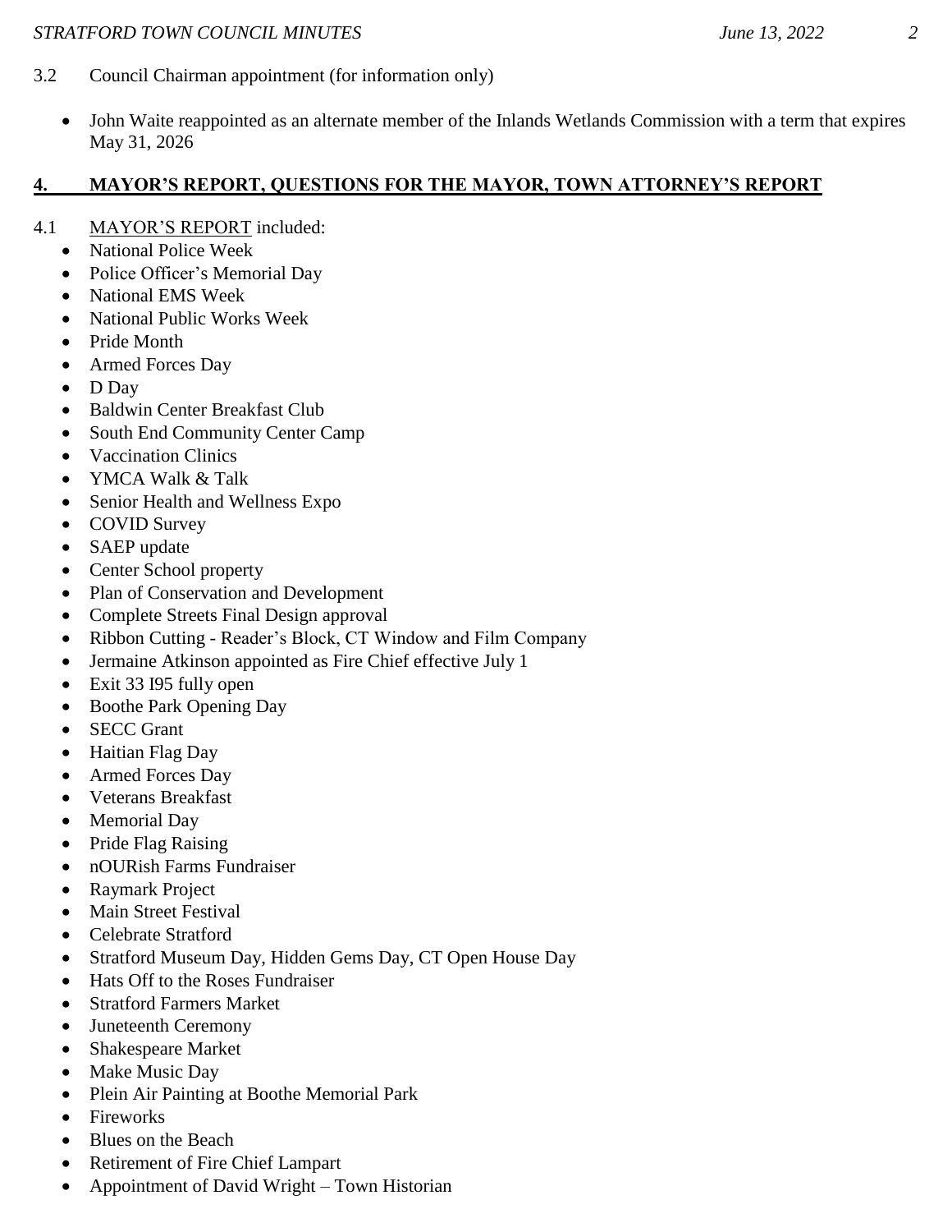3.2 Council Chairman appointment (for information only)

- John Waite reappointed as an alternate member of the Inlands Wetlands Commission with a term that expires May 31, 2026

## 4. MAYOR'S REPORT, QUESTIONS FOR THE MAYOR, TOWN ATTORNEY'S REPORT

4.1 MAYOR'S REPORT included:

- National Police Week
- Police Officer's Memorial Day
- National EMS Week
- National Public Works Week
- Pride Month
- Armed Forces Day
- D Day
- Baldwin Center Breakfast Club
- South End Community Center Camp
- Vaccination Clinics
- YMCA Walk & Talk
- Senior Health and Wellness Expo
- COVID Survey
- SAEP update
- Center School property
- Plan of Conservation and Development
- Complete Streets Final Design approval
- Ribbon Cutting - Reader's Block, CT Window and Film Company
- Jermaine Atkinson appointed as Fire Chief effective July 1
- Exit 33 I95 fully open
- Boothe Park Opening Day
- SECC Grant
- Haitian Flag Day
- Armed Forces Day
- Veterans Breakfast
- Memorial Day
- Pride Flag Raising
- nOURish Farms Fundraiser
- Raymark Project
- Main Street Festival
- Celebrate Stratford
- Stratford Museum Day, Hidden Gems Day, CT Open House Day
- Hats Off to the Roses Fundraiser
- Stratford Farmers Market
- Juneteenth Ceremony
- Shakespeare Market
- Make Music Day
- Plein Air Painting at Boothe Memorial Park
- Fireworks
- Blues on the Beach
- Retirement of Fire Chief Lampart
- Appointment of David Wright – Town Historian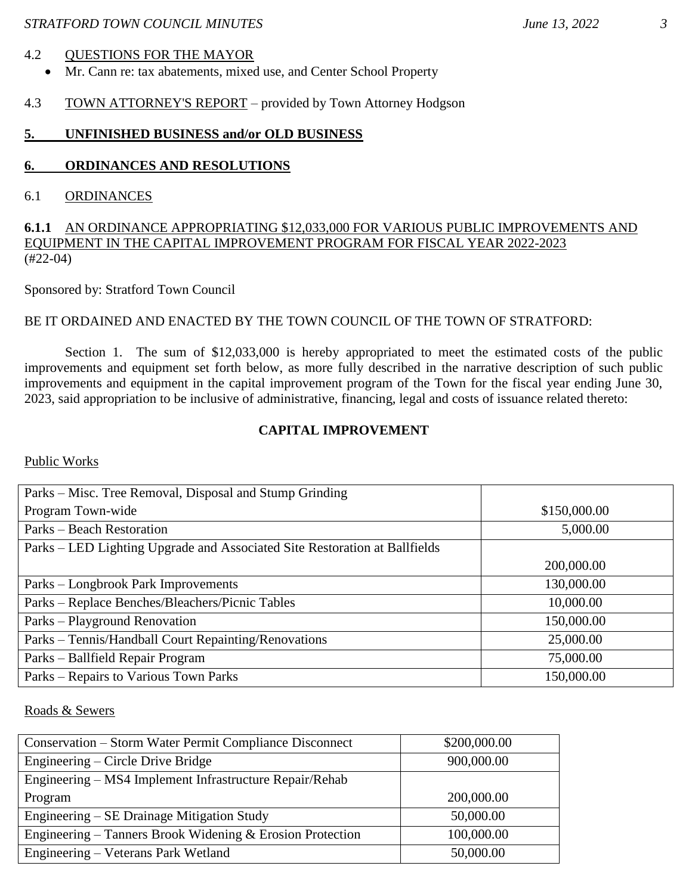4.2 QUESTIONS FOR THE MAYOR

- Mr. Cann re: tax abatements, mixed use, and Center School Property

4.3 TOWN ATTORNEY'S REPORT – provided by Town Attorney Hodgson

## 5. UNFINISHED BUSINESS and/or OLD BUSINESS

## 6. ORDINANCES AND RESOLUTIONS

6.1 ORDINANCES

**6.1.1** AN ORDINANCE APPROPRIATING $12,033,000 FOR VARIOUS PUBLIC IMPROVEMENTS AND EQUIPMENT IN THE CAPITAL IMPROVEMENT PROGRAM FOR FISCAL YEAR 2022-2023 (#22-04)

Sponsored by: Stratford Town Council

BE IT ORDAINED AND ENACTED BY THE TOWN COUNCIL OF THE TOWN OF STRATFORD:

Section 1. The sum of $12,033,000 is hereby appropriated to meet the estimated costs of the public improvements and equipment set forth below, as more fully described in the narrative description of such public improvements and equipment in the capital improvement program of the Town for the fiscal year ending June 30, 2023, said appropriation to be inclusive of administrative, financing, legal and costs of issuance related thereto:

**CAPITAL IMPROVEMENT**

Public Works

| | |
|---|---|
| Parks – Misc. Tree Removal, Disposal and Stump Grinding Program Town-wide | $150,000.00 |
| Parks – Beach Restoration | 5,000.00 |
| Parks – LED Lighting Upgrade and Associated Site Restoration at Ballfields | 200,000.00 |
| Parks – Longbrook Park Improvements | 130,000.00 |
| Parks – Replace Benches/Bleachers/Picnic Tables | 10,000.00 |
| Parks – Playground Renovation | 150,000.00 |
| Parks – Tennis/Handball Court Repainting/Renovations | 25,000.00 |
| Parks – Ballfield Repair Program | 75,000.00 |
| Parks – Repairs to Various Town Parks | 150,000.00 |

Roads & Sewers

| | |
|---|---|
| Conservation – Storm Water Permit Compliance Disconnect | $200,000.00 |
| Engineering – Circle Drive Bridge | 900,000.00 |
| Engineering – MS4 Implement Infrastructure Repair/Rehab Program | 200,000.00 |
| Engineering – SE Drainage Mitigation Study | 50,000.00 |
| Engineering – Tanners Brook Widening & Erosion Protection | 100,000.00 |
| Engineering – Veterans Park Wetland | 50,000.00 |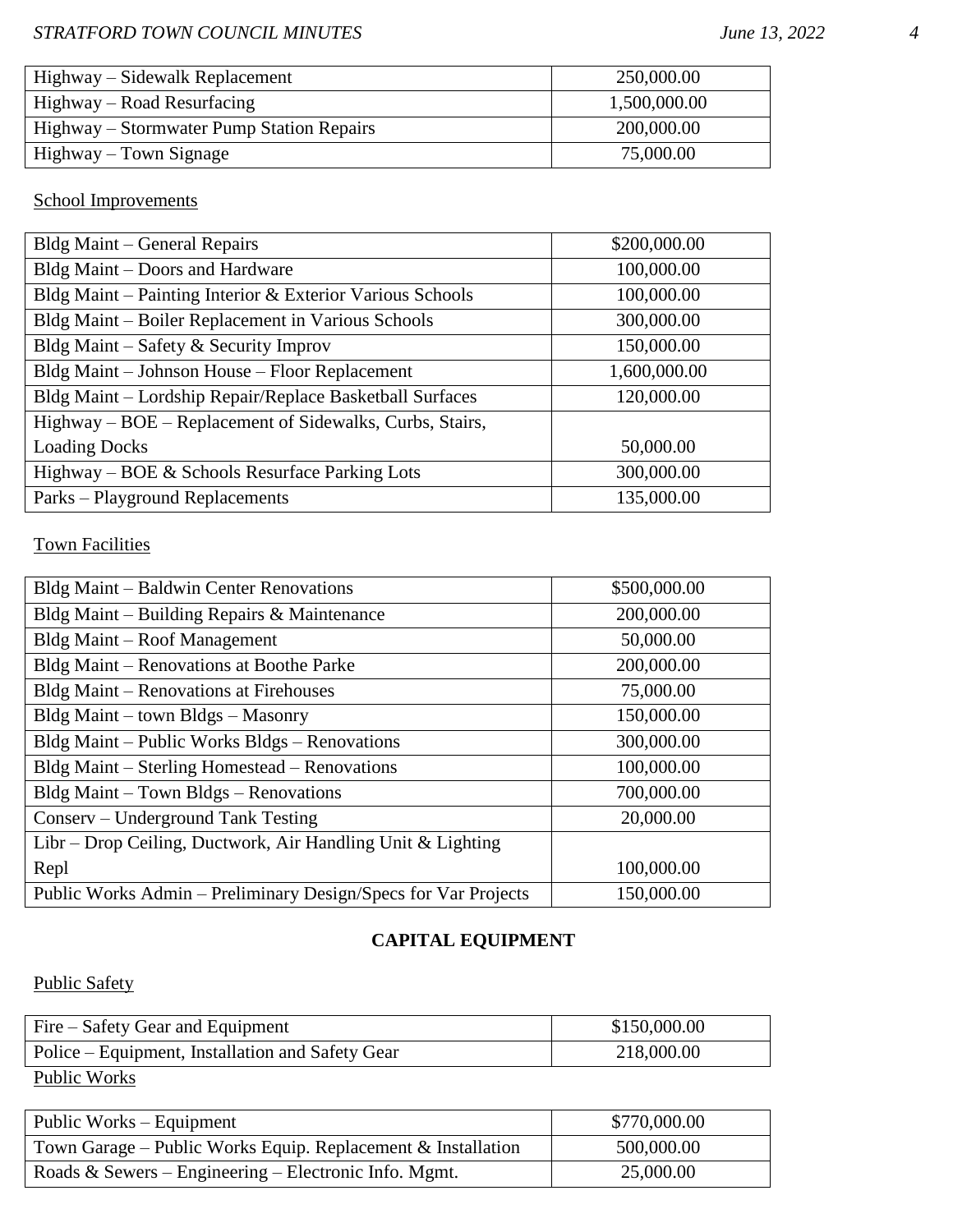| Highway – Sidewalk Replacement | 250,000.00 |
|---|---|
| Highway – Road Resurfacing | 1,500,000.00 |
| Highway – Stormwater Pump Station Repairs | 200,000.00 |
| Highway – Town Signage | 75,000.00 |

School Improvements

| Bldg Maint – General Repairs | $200,000.00 |
|---|---|
| Bldg Maint – Doors and Hardware | 100,000.00 |
| Bldg Maint – Painting Interior & Exterior Various Schools | 100,000.00 |
| Bldg Maint – Boiler Replacement in Various Schools | 300,000.00 |
| Bldg Maint – Safety & Security Improv | 150,000.00 |
| Bldg Maint – Johnson House – Floor Replacement | 1,600,000.00 |
| Bldg Maint – Lordship Repair/Replace Basketball Surfaces | 120,000.00 |
| Highway – BOE – Replacement of Sidewalks, Curbs, Stairs, Loading Docks | 50,000.00 |
| Highway – BOE & Schools Resurface Parking Lots | 300,000.00 |
| Parks – Playground Replacements | 135,000.00 |

Town Facilities

| Bldg Maint – Baldwin Center Renovations | $500,000.00 |
|---|---|
| Bldg Maint – Building Repairs & Maintenance | 200,000.00 |
| Bldg Maint – Roof Management | 50,000.00 |
| Bldg Maint – Renovations at Boothe Parke | 200,000.00 |
| Bldg Maint – Renovations at Firehouses | 75,000.00 |
| Bldg Maint – town Bldgs – Masonry | 150,000.00 |
| Bldg Maint – Public Works Bldgs – Renovations | 300,000.00 |
| Bldg Maint – Sterling Homestead – Renovations | 100,000.00 |
| Bldg Maint – Town Bldgs – Renovations | 700,000.00 |
| Conserv – Underground Tank Testing | 20,000.00 |
| Libr – Drop Ceiling, Ductwork, Air Handling Unit & Lighting Repl | 100,000.00 |
| Public Works Admin – Preliminary Design/Specs for Var Projects | 150,000.00 |

**CAPITAL EQUIPMENT**

Public Safety

| Fire – Safety Gear and Equipment | $150,000.00 |
|---|---|
| Police – Equipment, Installation and Safety Gear | 218,000.00 |

Public Works

| Public Works – Equipment | $770,000.00 |
|---|---|
| Town Garage – Public Works Equip. Replacement & Installation | 500,000.00 |
| Roads & Sewers – Engineering – Electronic Info. Mgmt. | 25,000.00 |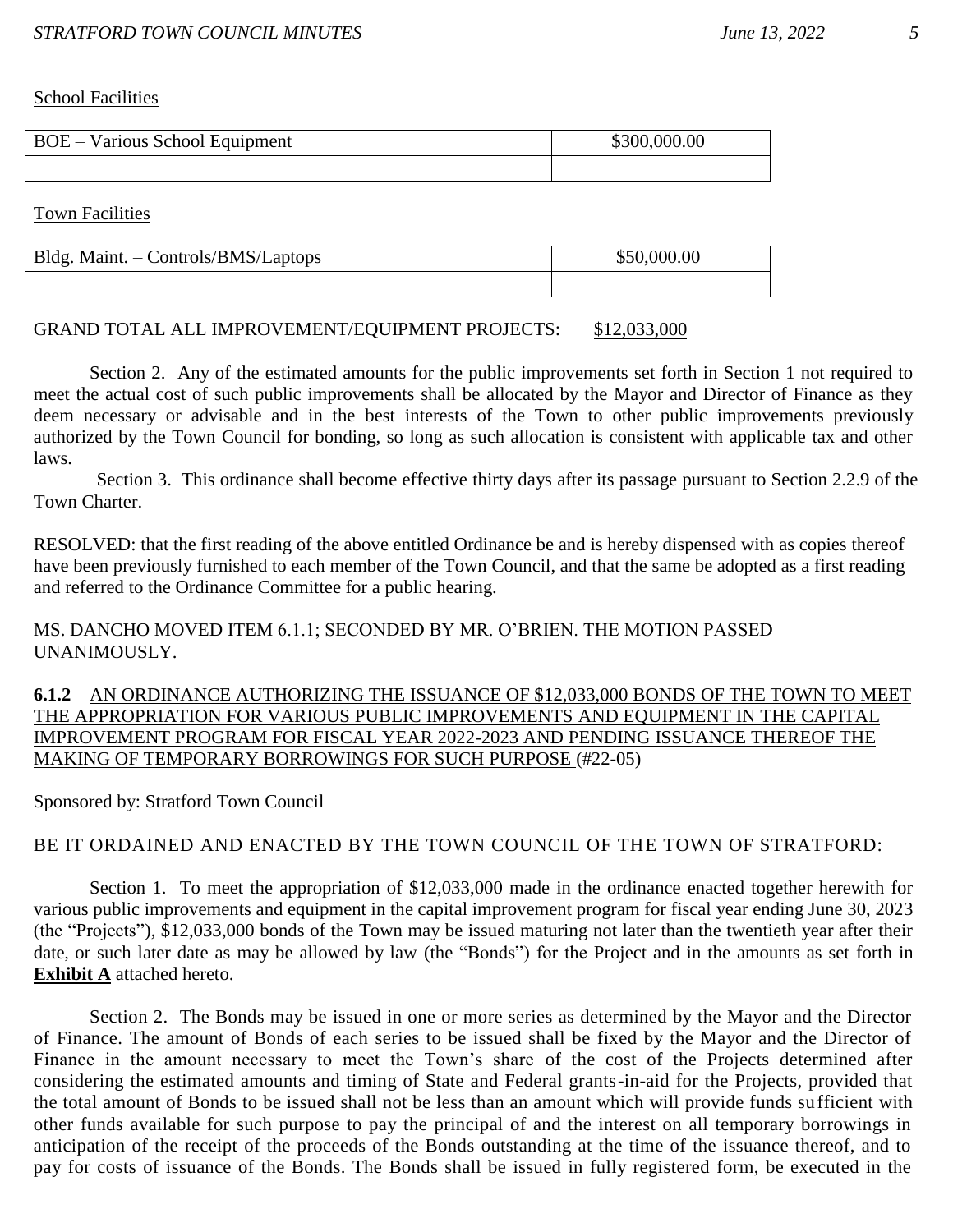School Facilities

| BOE – Various School Equipment | $300,000.00 |
|---|---|
| | |

Town Facilities

| Bldg. Maint. – Controls/BMS/Laptops | $50,000.00 |
|---|---|
| | |

GRAND TOTAL ALL IMPROVEMENT/EQUIPMENT PROJECTS: $12,033,000

Section 2. Any of the estimated amounts for the public improvements set forth in Section 1 not required to meet the actual cost of such public improvements shall be allocated by the Mayor and Director of Finance as they deem necessary or advisable and in the best interests of the Town to other public improvements previously authorized by the Town Council for bonding, so long as such allocation is consistent with applicable tax and other laws.

Section 3. This ordinance shall become effective thirty days after its passage pursuant to Section 2.2.9 of the Town Charter.

RESOLVED: that the first reading of the above entitled Ordinance be and is hereby dispensed with as copies thereof have been previously furnished to each member of the Town Council, and that the same be adopted as a first reading and referred to the Ordinance Committee for a public hearing.

MS. DANCHO MOVED ITEM 6.1.1; SECONDED BY MR. O'BRIEN. THE MOTION PASSED UNANIMOUSLY.

**6.1.2** AN ORDINANCE AUTHORIZING THE ISSUANCE OF $12,033,000 BONDS OF THE TOWN TO MEET THE APPROPRIATION FOR VARIOUS PUBLIC IMPROVEMENTS AND EQUIPMENT IN THE CAPITAL IMPROVEMENT PROGRAM FOR FISCAL YEAR 2022-2023 AND PENDING ISSUANCE THEREOF THE MAKING OF TEMPORARY BORROWINGS FOR SUCH PURPOSE (#22-05)

Sponsored by: Stratford Town Council

BE IT ORDAINED AND ENACTED BY THE TOWN COUNCIL OF THE TOWN OF STRATFORD:

Section 1. To meet the appropriation of $12,033,000 made in the ordinance enacted together herewith for various public improvements and equipment in the capital improvement program for fiscal year ending June 30, 2023 (the "Projects"), $12,033,000 bonds of the Town may be issued maturing not later than the twentieth year after their date, or such later date as may be allowed by law (the "Bonds") for the Project and in the amounts as set forth in **Exhibit A** attached hereto.

Section 2. The Bonds may be issued in one or more series as determined by the Mayor and the Director of Finance. The amount of Bonds of each series to be issued shall be fixed by the Mayor and the Director of Finance in the amount necessary to meet the Town's share of the cost of the Projects determined after considering the estimated amounts and timing of State and Federal grants-in-aid for the Projects, provided that the total amount of Bonds to be issued shall not be less than an amount which will provide funds sufficient with other funds available for such purpose to pay the principal of and the interest on all temporary borrowings in anticipation of the receipt of the proceeds of the Bonds outstanding at the time of the issuance thereof, and to pay for costs of issuance of the Bonds. The Bonds shall be issued in fully registered form, be executed in the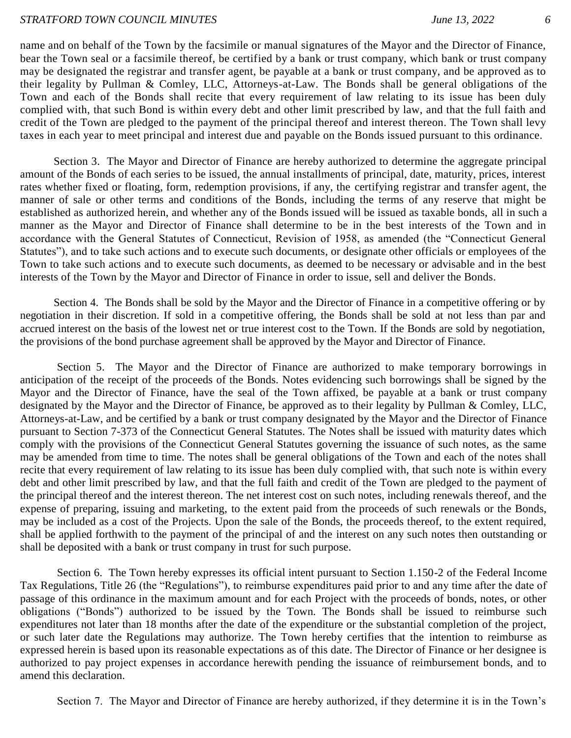name and on behalf of the Town by the facsimile or manual signatures of the Mayor and the Director of Finance, bear the Town seal or a facsimile thereof, be certified by a bank or trust company, which bank or trust company may be designated the registrar and transfer agent, be payable at a bank or trust company, and be approved as to their legality by Pullman & Comley, LLC, Attorneys-at-Law. The Bonds shall be general obligations of the Town and each of the Bonds shall recite that every requirement of law relating to its issue has been duly complied with, that such Bond is within every debt and other limit prescribed by law, and that the full faith and credit of the Town are pledged to the payment of the principal thereof and interest thereon. The Town shall levy taxes in each year to meet principal and interest due and payable on the Bonds issued pursuant to this ordinance.

Section 3. The Mayor and Director of Finance are hereby authorized to determine the aggregate principal amount of the Bonds of each series to be issued, the annual installments of principal, date, maturity, prices, interest rates whether fixed or floating, form, redemption provisions, if any, the certifying registrar and transfer agent, the manner of sale or other terms and conditions of the Bonds, including the terms of any reserve that might be established as authorized herein, and whether any of the Bonds issued will be issued as taxable bonds, all in such a manner as the Mayor and Director of Finance shall determine to be in the best interests of the Town and in accordance with the General Statutes of Connecticut, Revision of 1958, as amended (the "Connecticut General Statutes"), and to take such actions and to execute such documents, or designate other officials or employees of the Town to take such actions and to execute such documents, as deemed to be necessary or advisable and in the best interests of the Town by the Mayor and Director of Finance in order to issue, sell and deliver the Bonds.

Section 4. The Bonds shall be sold by the Mayor and the Director of Finance in a competitive offering or by negotiation in their discretion. If sold in a competitive offering, the Bonds shall be sold at not less than par and accrued interest on the basis of the lowest net or true interest cost to the Town. If the Bonds are sold by negotiation, the provisions of the bond purchase agreement shall be approved by the Mayor and Director of Finance.

Section 5. The Mayor and the Director of Finance are authorized to make temporary borrowings in anticipation of the receipt of the proceeds of the Bonds. Notes evidencing such borrowings shall be signed by the Mayor and the Director of Finance, have the seal of the Town affixed, be payable at a bank or trust company designated by the Mayor and the Director of Finance, be approved as to their legality by Pullman & Comley, LLC, Attorneys-at-Law, and be certified by a bank or trust company designated by the Mayor and the Director of Finance pursuant to Section 7-373 of the Connecticut General Statutes. The Notes shall be issued with maturity dates which comply with the provisions of the Connecticut General Statutes governing the issuance of such notes, as the same may be amended from time to time. The notes shall be general obligations of the Town and each of the notes shall recite that every requirement of law relating to its issue has been duly complied with, that such note is within every debt and other limit prescribed by law, and that the full faith and credit of the Town are pledged to the payment of the principal thereof and the interest thereon. The net interest cost on such notes, including renewals thereof, and the expense of preparing, issuing and marketing, to the extent paid from the proceeds of such renewals or the Bonds, may be included as a cost of the Projects. Upon the sale of the Bonds, the proceeds thereof, to the extent required, shall be applied forthwith to the payment of the principal of and the interest on any such notes then outstanding or shall be deposited with a bank or trust company in trust for such purpose.

Section 6. The Town hereby expresses its official intent pursuant to Section 1.150-2 of the Federal Income Tax Regulations, Title 26 (the "Regulations"), to reimburse expenditures paid prior to and any time after the date of passage of this ordinance in the maximum amount and for each Project with the proceeds of bonds, notes, or other obligations ("Bonds") authorized to be issued by the Town. The Bonds shall be issued to reimburse such expenditures not later than 18 months after the date of the expenditure or the substantial completion of the project, or such later date the Regulations may authorize. The Town hereby certifies that the intention to reimburse as expressed herein is based upon its reasonable expectations as of this date. The Director of Finance or her designee is authorized to pay project expenses in accordance herewith pending the issuance of reimbursement bonds, and to amend this declaration.

Section 7. The Mayor and Director of Finance are hereby authorized, if they determine it is in the Town's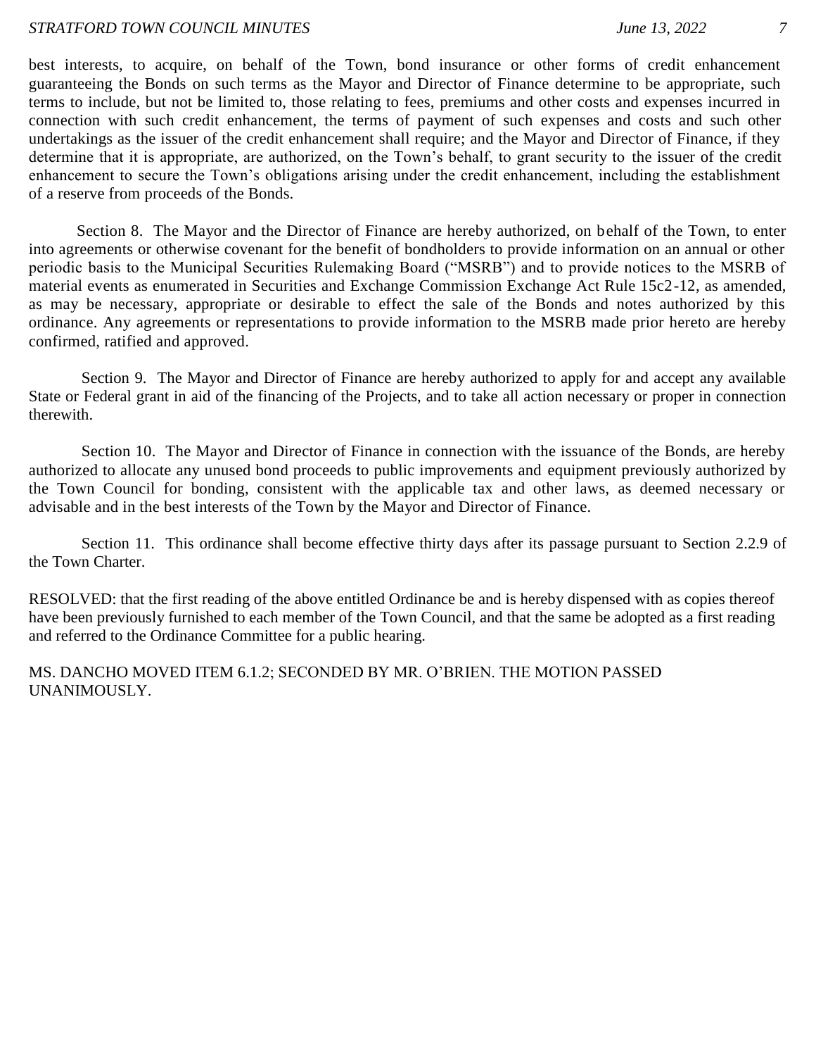best interests, to acquire, on behalf of the Town, bond insurance or other forms of credit enhancement guaranteeing the Bonds on such terms as the Mayor and Director of Finance determine to be appropriate, such terms to include, but not be limited to, those relating to fees, premiums and other costs and expenses incurred in connection with such credit enhancement, the terms of payment of such expenses and costs and such other undertakings as the issuer of the credit enhancement shall require; and the Mayor and Director of Finance, if they determine that it is appropriate, are authorized, on the Town's behalf, to grant security to the issuer of the credit enhancement to secure the Town's obligations arising under the credit enhancement, including the establishment of a reserve from proceeds of the Bonds.

Section 8. The Mayor and the Director of Finance are hereby authorized, on behalf of the Town, to enter into agreements or otherwise covenant for the benefit of bondholders to provide information on an annual or other periodic basis to the Municipal Securities Rulemaking Board ("MSRB") and to provide notices to the MSRB of material events as enumerated in Securities and Exchange Commission Exchange Act Rule 15c2-12, as amended, as may be necessary, appropriate or desirable to effect the sale of the Bonds and notes authorized by this ordinance. Any agreements or representations to provide information to the MSRB made prior hereto are hereby confirmed, ratified and approved.

Section 9. The Mayor and Director of Finance are hereby authorized to apply for and accept any available State or Federal grant in aid of the financing of the Projects, and to take all action necessary or proper in connection therewith.

Section 10. The Mayor and Director of Finance in connection with the issuance of the Bonds, are hereby authorized to allocate any unused bond proceeds to public improvements and equipment previously authorized by the Town Council for bonding, consistent with the applicable tax and other laws, as deemed necessary or advisable and in the best interests of the Town by the Mayor and Director of Finance.

Section 11. This ordinance shall become effective thirty days after its passage pursuant to Section 2.2.9 of the Town Charter.

RESOLVED: that the first reading of the above entitled Ordinance be and is hereby dispensed with as copies thereof have been previously furnished to each member of the Town Council, and that the same be adopted as a first reading and referred to the Ordinance Committee for a public hearing.

MS. DANCHO MOVED ITEM 6.1.2; SECONDED BY MR. O'BRIEN. THE MOTION PASSED UNANIMOUSLY.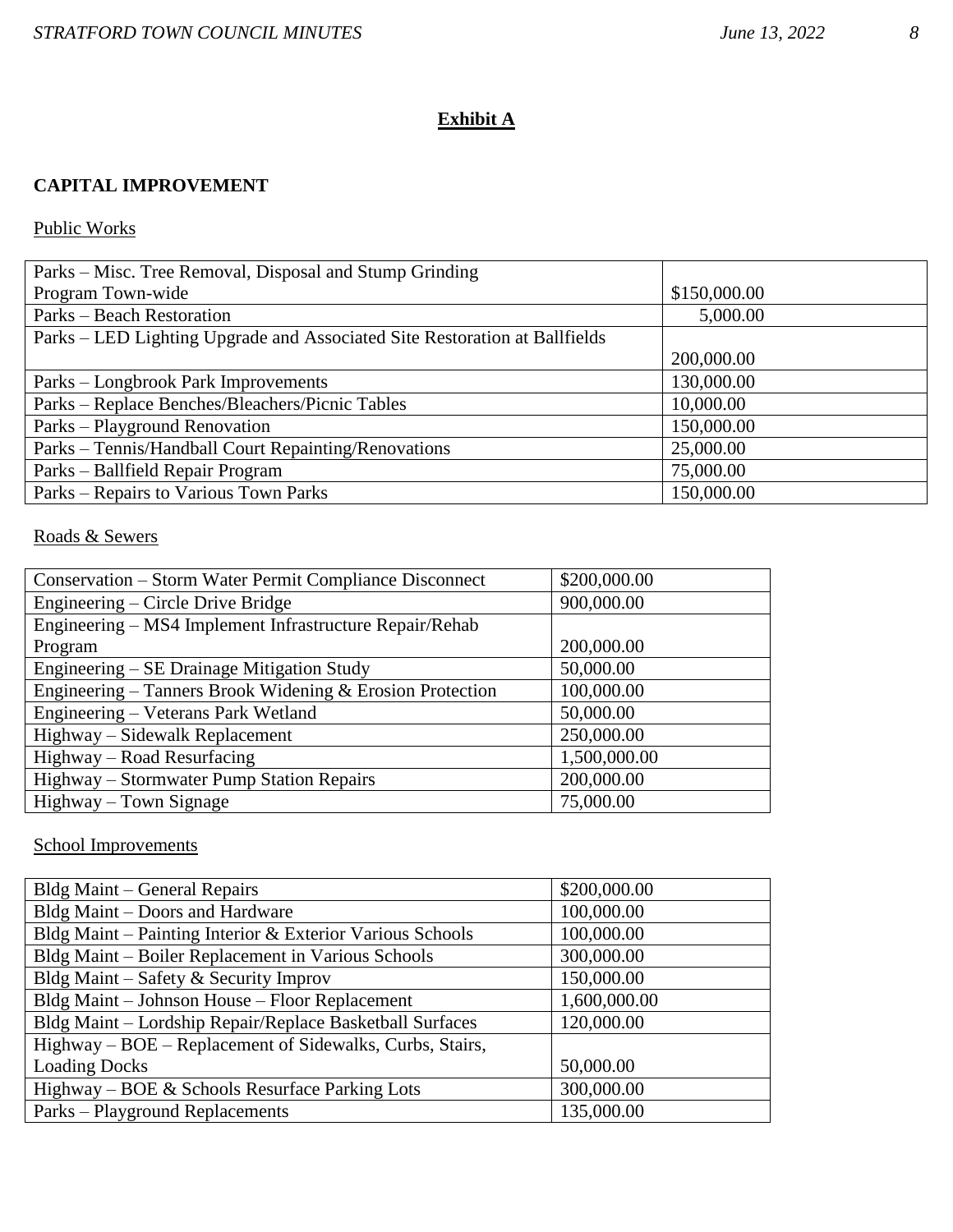## Exhibit A

**CAPITAL IMPROVEMENT**

Public Works

| | |
|---|---|
| Parks – Misc. Tree Removal, Disposal and Stump Grinding Program Town-wide | $150,000.00 |
| Parks – Beach Restoration | 5,000.00 |
| Parks – LED Lighting Upgrade and Associated Site Restoration at Ballfields | 200,000.00 |
| Parks – Longbrook Park Improvements | 130,000.00 |
| Parks – Replace Benches/Bleachers/Picnic Tables | 10,000.00 |
| Parks – Playground Renovation | 150,000.00 |
| Parks – Tennis/Handball Court Repainting/Renovations | 25,000.00 |
| Parks – Ballfield Repair Program | 75,000.00 |
| Parks – Repairs to Various Town Parks | 150,000.00 |

Roads & Sewers

| | |
|---|---|
| Conservation – Storm Water Permit Compliance Disconnect | $200,000.00 |
| Engineering – Circle Drive Bridge | 900,000.00 |
| Engineering – MS4 Implement Infrastructure Repair/Rehab Program | 200,000.00 |
| Engineering – SE Drainage Mitigation Study | 50,000.00 |
| Engineering – Tanners Brook Widening & Erosion Protection | 100,000.00 |
| Engineering – Veterans Park Wetland | 50,000.00 |
| Highway – Sidewalk Replacement | 250,000.00 |
| Highway – Road Resurfacing | 1,500,000.00 |
| Highway – Stormwater Pump Station Repairs | 200,000.00 |
| Highway – Town Signage | 75,000.00 |

School Improvements

| | |
|---|---|
| Bldg Maint – General Repairs | $200,000.00 |
| Bldg Maint – Doors and Hardware | 100,000.00 |
| Bldg Maint – Painting Interior & Exterior Various Schools | 100,000.00 |
| Bldg Maint – Boiler Replacement in Various Schools | 300,000.00 |
| Bldg Maint – Safety & Security Improv | 150,000.00 |
| Bldg Maint – Johnson House – Floor Replacement | 1,600,000.00 |
| Bldg Maint – Lordship Repair/Replace Basketball Surfaces | 120,000.00 |
| Highway – BOE – Replacement of Sidewalks, Curbs, Stairs, Loading Docks | 50,000.00 |
| Highway – BOE & Schools Resurface Parking Lots | 300,000.00 |
| Parks – Playground Replacements | 135,000.00 |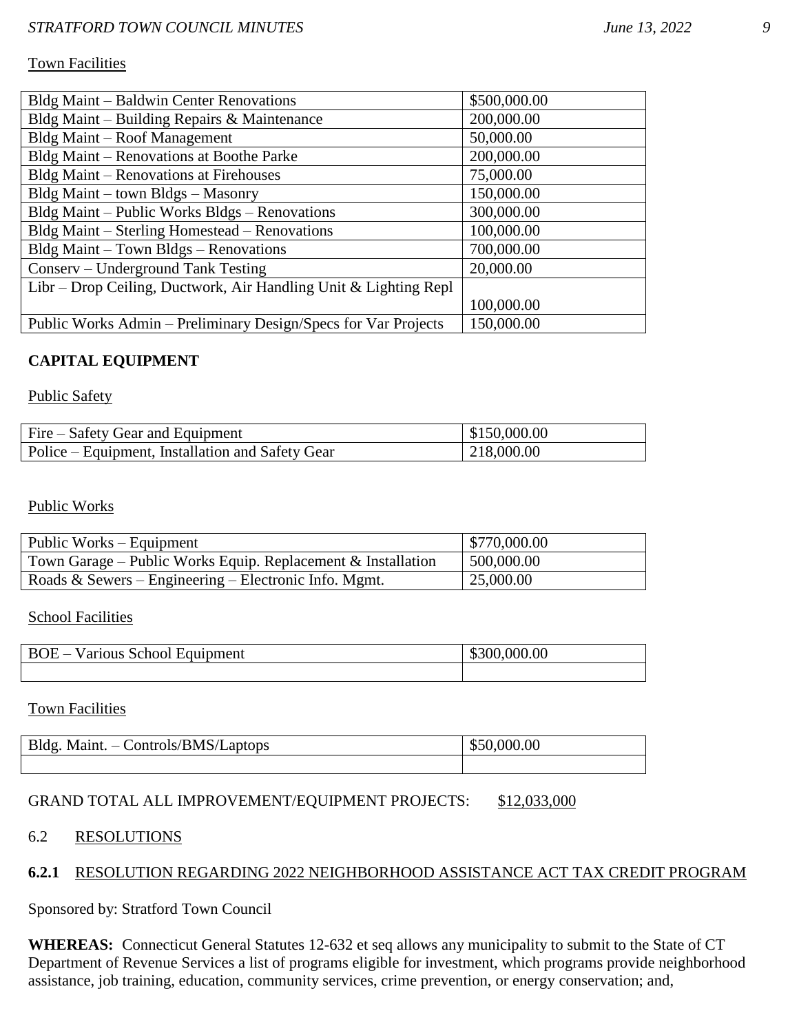Town Facilities

| | |
|---|---|
| Bldg Maint – Baldwin Center Renovations | $500,000.00 |
| Bldg Maint – Building Repairs & Maintenance | 200,000.00 |
| Bldg Maint – Roof Management | 50,000.00 |
| Bldg Maint – Renovations at Boothe Parke | 200,000.00 |
| Bldg Maint – Renovations at Firehouses | 75,000.00 |
| Bldg Maint – town Bldgs – Masonry | 150,000.00 |
| Bldg Maint – Public Works Bldgs – Renovations | 300,000.00 |
| Bldg Maint – Sterling Homestead – Renovations | 100,000.00 |
| Bldg Maint – Town Bldgs – Renovations | 700,000.00 |
| Conserv – Underground Tank Testing | 20,000.00 |
| Libr – Drop Ceiling, Ductwork, Air Handling Unit & Lighting Repl | 100,000.00 |
| Public Works Admin – Preliminary Design/Specs for Var Projects | 150,000.00 |

**CAPITAL EQUIPMENT**

Public Safety

| | |
|---|---|
| Fire – Safety Gear and Equipment | $150,000.00 |
| Police – Equipment, Installation and Safety Gear | 218,000.00 |

Public Works

| | |
|---|---|
| Public Works – Equipment | $770,000.00 |
| Town Garage – Public Works Equip. Replacement & Installation | 500,000.00 |
| Roads & Sewers – Engineering – Electronic Info. Mgmt. | 25,000.00 |

School Facilities

| | |
|---|---|
| BOE – Various School Equipment | $300,000.00 |
| | |

Town Facilities

| | |
|---|---|
| Bldg. Maint. – Controls/BMS/Laptops | $50,000.00 |
| | |

GRAND TOTAL ALL IMPROVEMENT/EQUIPMENT PROJECTS: $12,033,000

6.2 RESOLUTIONS

**6.2.1** RESOLUTION REGARDING 2022 NEIGHBORHOOD ASSISTANCE ACT TAX CREDIT PROGRAM

Sponsored by: Stratford Town Council

**WHEREAS:** Connecticut General Statutes 12-632 et seq allows any municipality to submit to the State of CT Department of Revenue Services a list of programs eligible for investment, which programs provide neighborhood assistance, job training, education, community services, crime prevention, or energy conservation; and,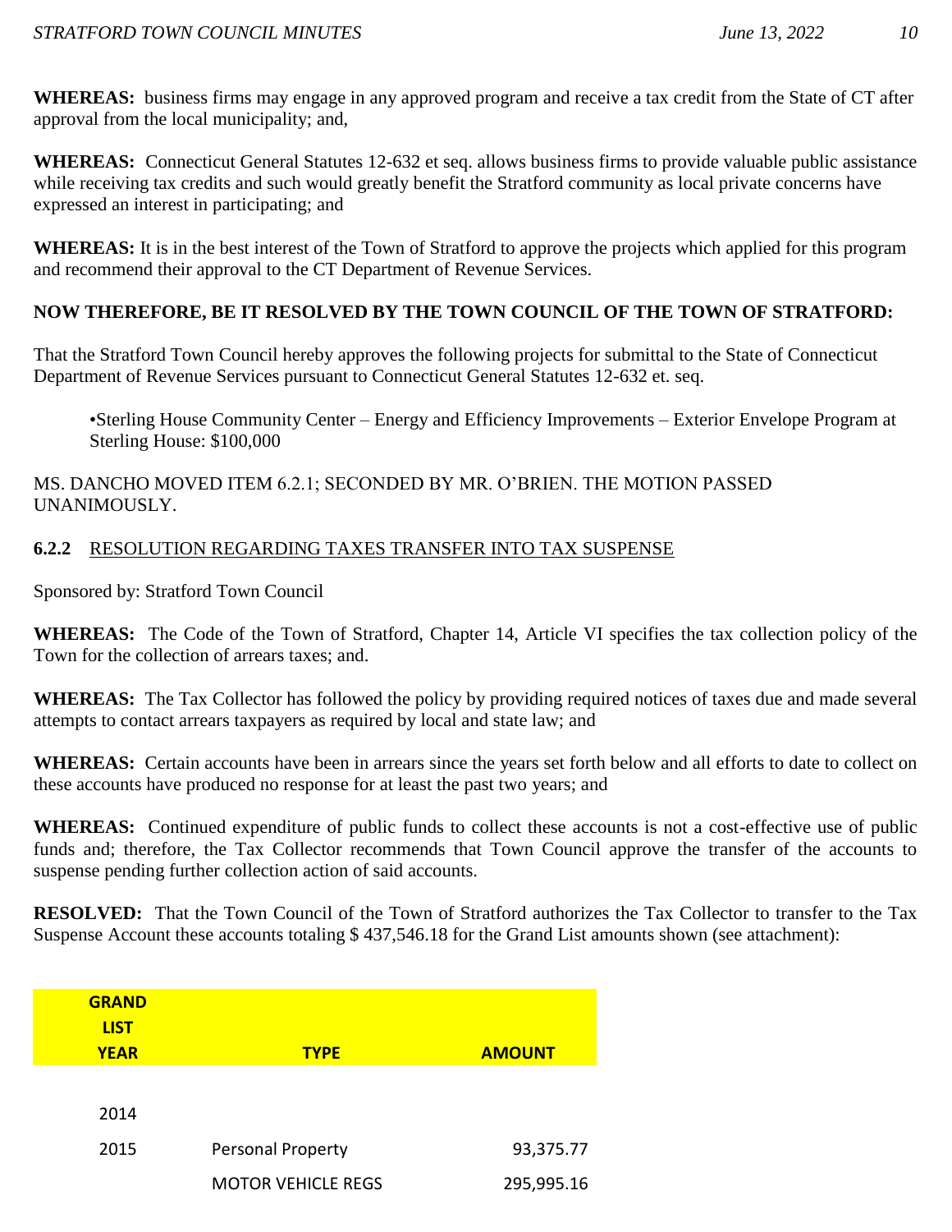**WHEREAS:** business firms may engage in any approved program and receive a tax credit from the State of CT after approval from the local municipality; and,

**WHEREAS:** Connecticut General Statutes 12-632 et seq. allows business firms to provide valuable public assistance while receiving tax credits and such would greatly benefit the Stratford community as local private concerns have expressed an interest in participating; and

**WHEREAS:** It is in the best interest of the Town of Stratford to approve the projects which applied for this program and recommend their approval to the CT Department of Revenue Services.

**NOW THEREFORE, BE IT RESOLVED BY THE TOWN COUNCIL OF THE TOWN OF STRATFORD:**

That the Stratford Town Council hereby approves the following projects for submittal to the State of Connecticut Department of Revenue Services pursuant to Connecticut General Statutes 12-632 et. seq.

- Sterling House Community Center – Energy and Efficiency Improvements – Exterior Envelope Program at Sterling House: $100,000

MS. DANCHO MOVED ITEM 6.2.1; SECONDED BY MR. O'BRIEN. THE MOTION PASSED UNANIMOUSLY.

**6.2.2** RESOLUTION REGARDING TAXES TRANSFER INTO TAX SUSPENSE

Sponsored by: Stratford Town Council

**WHEREAS:** The Code of the Town of Stratford, Chapter 14, Article VI specifies the tax collection policy of the Town for the collection of arrears taxes; and.

**WHEREAS:** The Tax Collector has followed the policy by providing required notices of taxes due and made several attempts to contact arrears taxpayers as required by local and state law; and

**WHEREAS:** Certain accounts have been in arrears since the years set forth below and all efforts to date to collect on these accounts have produced no response for at least the past two years; and

**WHEREAS:** Continued expenditure of public funds to collect these accounts is not a cost-effective use of public funds and; therefore, the Tax Collector recommends that Town Council approve the transfer of the accounts to suspense pending further collection action of said accounts.

**RESOLVED:** That the Town Council of the Town of Stratford authorizes the Tax Collector to transfer to the Tax Suspense Account these accounts totaling $ 437,546.18 for the Grand List amounts shown (see attachment):

| GRAND LIST YEAR | TYPE | AMOUNT |
|---|---|---|
| 2014 | | |
| 2015 | Personal Property | 93,375.77 |
| | MOTOR VEHICLE REGS | 295,995.16 |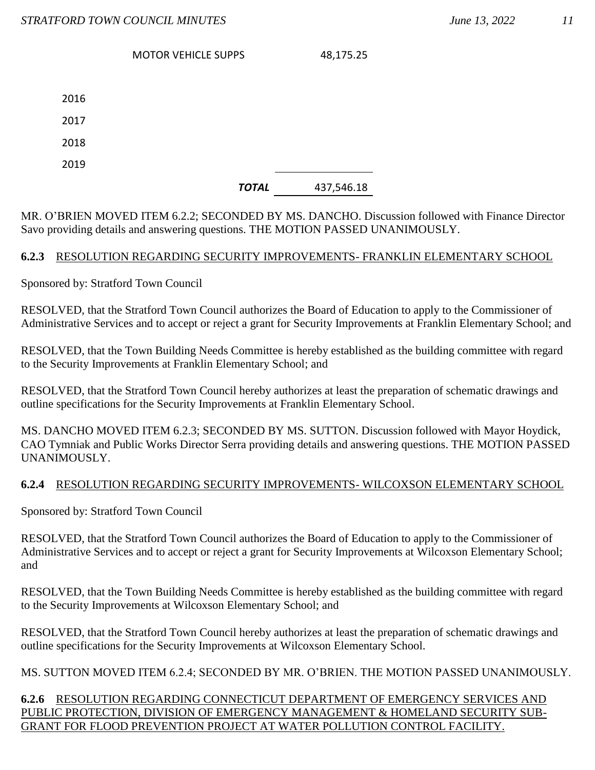| | | |
|---|---|---|
| | MOTOR VEHICLE SUPPS | 48,175.25 |
| 2016 | | |
| 2017 | | |
| 2018 | | |
| 2019 | | |
| | ***TOTAL*** | 437,546.18 |

MR. O'BRIEN MOVED ITEM 6.2.2; SECONDED BY MS. DANCHO. Discussion followed with Finance Director Savo providing details and answering questions. THE MOTION PASSED UNANIMOUSLY.

**6.2.3** RESOLUTION REGARDING SECURITY IMPROVEMENTS- FRANKLIN ELEMENTARY SCHOOL

Sponsored by: Stratford Town Council

RESOLVED, that the Stratford Town Council authorizes the Board of Education to apply to the Commissioner of Administrative Services and to accept or reject a grant for Security Improvements at Franklin Elementary School; and

RESOLVED, that the Town Building Needs Committee is hereby established as the building committee with regard to the Security Improvements at Franklin Elementary School; and

RESOLVED, that the Stratford Town Council hereby authorizes at least the preparation of schematic drawings and outline specifications for the Security Improvements at Franklin Elementary School.

MS. DANCHO MOVED ITEM 6.2.3; SECONDED BY MS. SUTTON. Discussion followed with Mayor Hoydick, CAO Tymniak and Public Works Director Serra providing details and answering questions. THE MOTION PASSED UNANIMOUSLY.

**6.2.4** RESOLUTION REGARDING SECURITY IMPROVEMENTS- WILCOXSON ELEMENTARY SCHOOL

Sponsored by: Stratford Town Council

RESOLVED, that the Stratford Town Council authorizes the Board of Education to apply to the Commissioner of Administrative Services and to accept or reject a grant for Security Improvements at Wilcoxson Elementary School; and

RESOLVED, that the Town Building Needs Committee is hereby established as the building committee with regard to the Security Improvements at Wilcoxson Elementary School; and

RESOLVED, that the Stratford Town Council hereby authorizes at least the preparation of schematic drawings and outline specifications for the Security Improvements at Wilcoxson Elementary School.

MS. SUTTON MOVED ITEM 6.2.4; SECONDED BY MR. O'BRIEN. THE MOTION PASSED UNANIMOUSLY.

**6.2.6** RESOLUTION REGARDING CONNECTICUT DEPARTMENT OF EMERGENCY SERVICES AND PUBLIC PROTECTION, DIVISION OF EMERGENCY MANAGEMENT & HOMELAND SECURITY SUB-GRANT FOR FLOOD PREVENTION PROJECT AT WATER POLLUTION CONTROL FACILITY.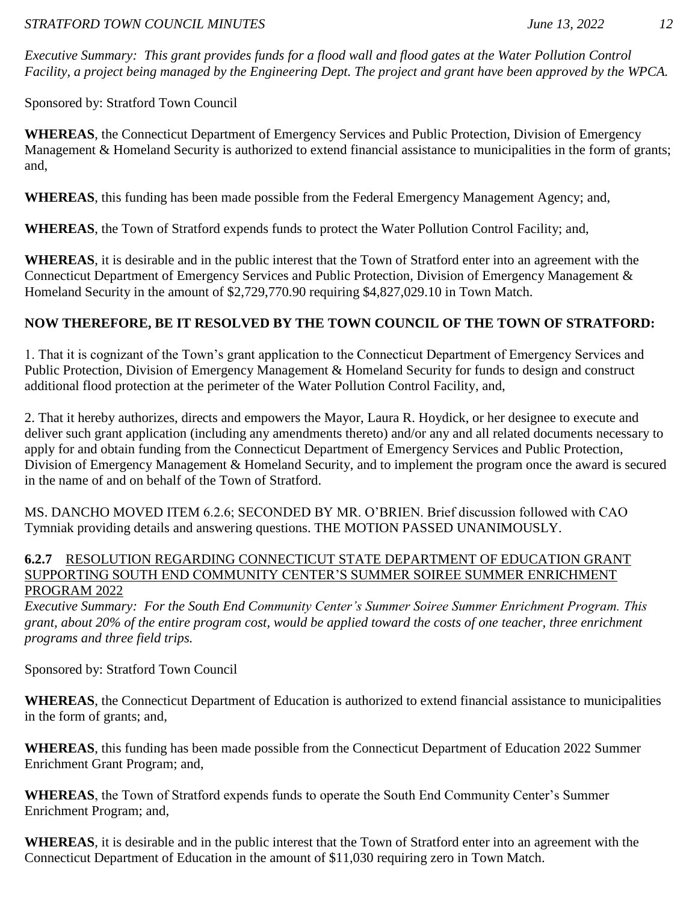*Executive Summary: This grant provides funds for a flood wall and flood gates at the Water Pollution Control Facility, a project being managed by the Engineering Dept. The project and grant have been approved by the WPCA.*

Sponsored by: Stratford Town Council

**WHEREAS**, the Connecticut Department of Emergency Services and Public Protection, Division of Emergency Management & Homeland Security is authorized to extend financial assistance to municipalities in the form of grants; and,

**WHEREAS**, this funding has been made possible from the Federal Emergency Management Agency; and,

**WHEREAS**, the Town of Stratford expends funds to protect the Water Pollution Control Facility; and,

**WHEREAS**, it is desirable and in the public interest that the Town of Stratford enter into an agreement with the Connecticut Department of Emergency Services and Public Protection, Division of Emergency Management & Homeland Security in the amount of $2,729,770.90 requiring $4,827,029.10 in Town Match.

**NOW THEREFORE, BE IT RESOLVED BY THE TOWN COUNCIL OF THE TOWN OF STRATFORD:**

1. That it is cognizant of the Town's grant application to the Connecticut Department of Emergency Services and Public Protection, Division of Emergency Management & Homeland Security for funds to design and construct additional flood protection at the perimeter of the Water Pollution Control Facility, and,

2. That it hereby authorizes, directs and empowers the Mayor, Laura R. Hoydick, or her designee to execute and deliver such grant application (including any amendments thereto) and/or any and all related documents necessary to apply for and obtain funding from the Connecticut Department of Emergency Services and Public Protection, Division of Emergency Management & Homeland Security, and to implement the program once the award is secured in the name of and on behalf of the Town of Stratford.

MS. DANCHO MOVED ITEM 6.2.6; SECONDED BY MR. O'BRIEN. Brief discussion followed with CAO Tymniak providing details and answering questions. THE MOTION PASSED UNANIMOUSLY.

**6.2.7** RESOLUTION REGARDING CONNECTICUT STATE DEPARTMENT OF EDUCATION GRANT SUPPORTING SOUTH END COMMUNITY CENTER'S SUMMER SOIREE SUMMER ENRICHMENT PROGRAM 2022

*Executive Summary: For the South End Community Center's Summer Soiree Summer Enrichment Program. This grant, about 20% of the entire program cost, would be applied toward the costs of one teacher, three enrichment programs and three field trips.*

Sponsored by: Stratford Town Council

**WHEREAS**, the Connecticut Department of Education is authorized to extend financial assistance to municipalities in the form of grants; and,

**WHEREAS**, this funding has been made possible from the Connecticut Department of Education 2022 Summer Enrichment Grant Program; and,

**WHEREAS**, the Town of Stratford expends funds to operate the South End Community Center's Summer Enrichment Program; and,

**WHEREAS**, it is desirable and in the public interest that the Town of Stratford enter into an agreement with the Connecticut Department of Education in the amount of $11,030 requiring zero in Town Match.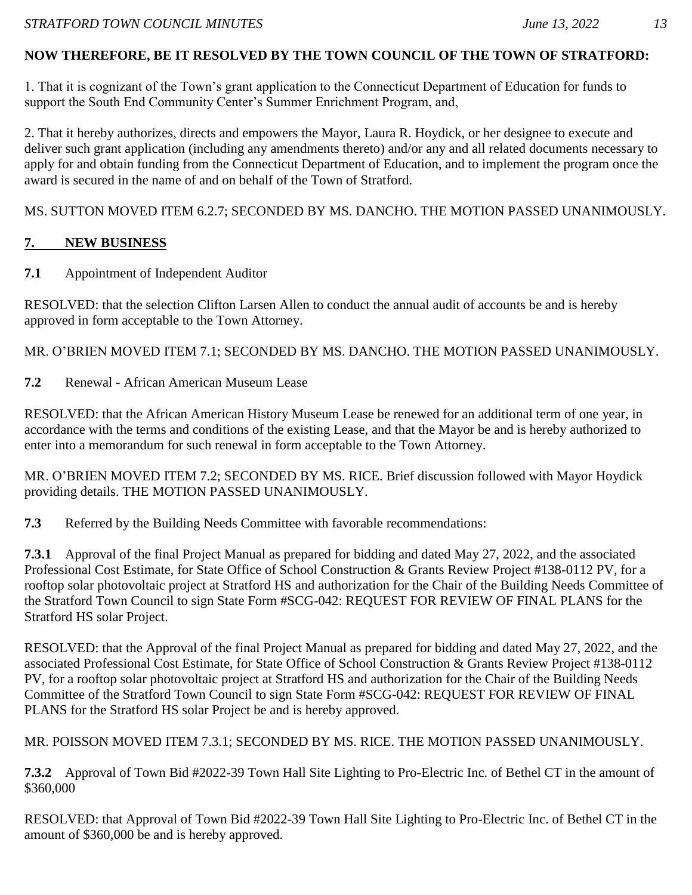**NOW THEREFORE, BE IT RESOLVED BY THE TOWN COUNCIL OF THE TOWN OF STRATFORD:**

1. That it is cognizant of the Town's grant application to the Connecticut Department of Education for funds to support the South End Community Center's Summer Enrichment Program, and,

2. That it hereby authorizes, directs and empowers the Mayor, Laura R. Hoydick, or her designee to execute and deliver such grant application (including any amendments thereto) and/or any and all related documents necessary to apply for and obtain funding from the Connecticut Department of Education, and to implement the program once the award is secured in the name of and on behalf of the Town of Stratford.

MS. SUTTON MOVED ITEM 6.2.7; SECONDED BY MS. DANCHO. THE MOTION PASSED UNANIMOUSLY.

## 7. NEW BUSINESS

**7.1** Appointment of Independent Auditor

RESOLVED: that the selection Clifton Larsen Allen to conduct the annual audit of accounts be and is hereby approved in form acceptable to the Town Attorney.

MR. O'BRIEN MOVED ITEM 7.1; SECONDED BY MS. DANCHO. THE MOTION PASSED UNANIMOUSLY.

**7.2** Renewal - African American Museum Lease

RESOLVED: that the African American History Museum Lease be renewed for an additional term of one year, in accordance with the terms and conditions of the existing Lease, and that the Mayor be and is hereby authorized to enter into a memorandum for such renewal in form acceptable to the Town Attorney.

MR. O'BRIEN MOVED ITEM 7.2; SECONDED BY MS. RICE. Brief discussion followed with Mayor Hoydick providing details. THE MOTION PASSED UNANIMOUSLY.

**7.3** Referred by the Building Needs Committee with favorable recommendations:

**7.3.1** Approval of the final Project Manual as prepared for bidding and dated May 27, 2022, and the associated Professional Cost Estimate, for State Office of School Construction & Grants Review Project #138-0112 PV, for a rooftop solar photovoltaic project at Stratford HS and authorization for the Chair of the Building Needs Committee of the Stratford Town Council to sign State Form #SCG-042: REQUEST FOR REVIEW OF FINAL PLANS for the Stratford HS solar Project.

RESOLVED: that the Approval of the final Project Manual as prepared for bidding and dated May 27, 2022, and the associated Professional Cost Estimate, for State Office of School Construction & Grants Review Project #138-0112 PV, for a rooftop solar photovoltaic project at Stratford HS and authorization for the Chair of the Building Needs Committee of the Stratford Town Council to sign State Form #SCG-042: REQUEST FOR REVIEW OF FINAL PLANS for the Stratford HS solar Project be and is hereby approved.

MR. POISSON MOVED ITEM 7.3.1; SECONDED BY MS. RICE. THE MOTION PASSED UNANIMOUSLY.

**7.3.2** Approval of Town Bid #2022-39 Town Hall Site Lighting to Pro-Electric Inc. of Bethel CT in the amount of $360,000

RESOLVED: that Approval of Town Bid #2022-39 Town Hall Site Lighting to Pro-Electric Inc. of Bethel CT in the amount of $360,000 be and is hereby approved.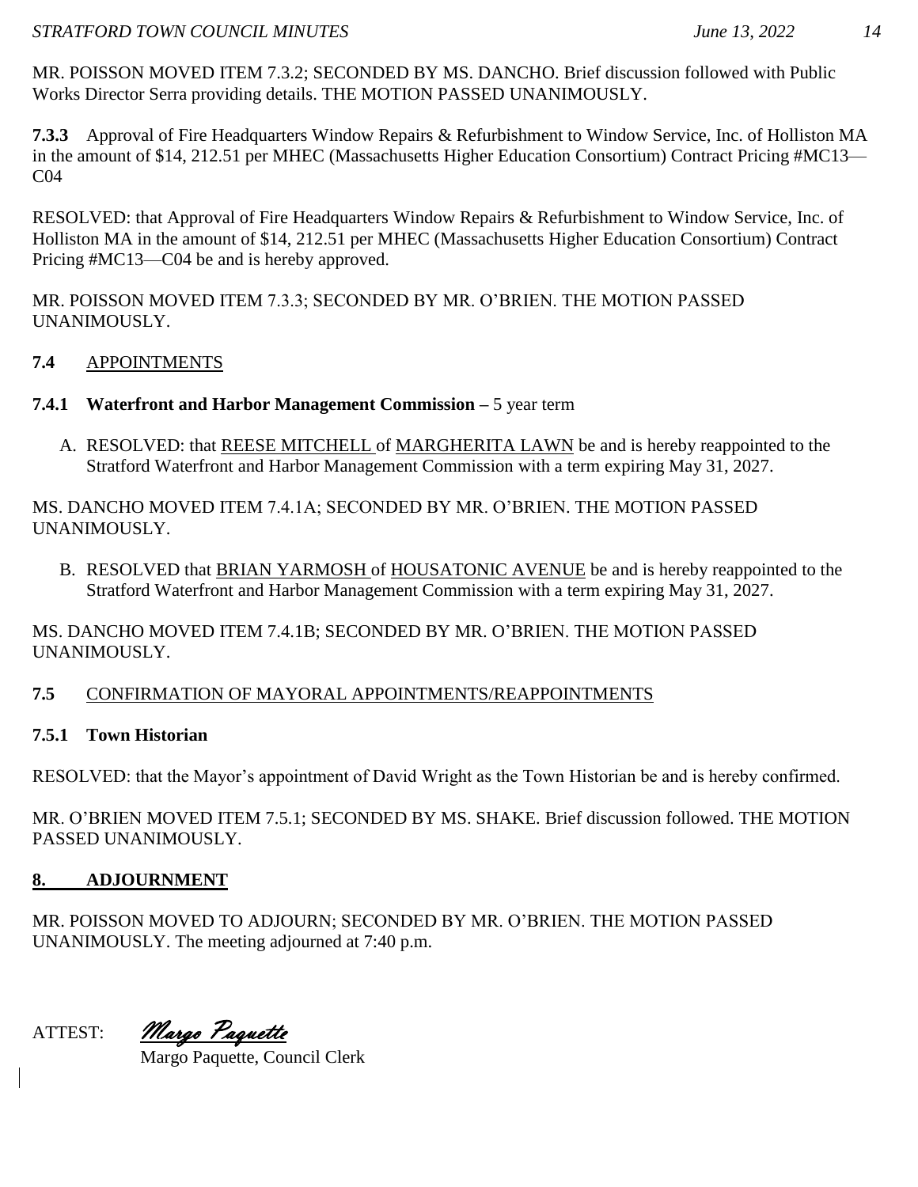MR. POISSON MOVED ITEM 7.3.2; SECONDED BY MS. DANCHO. Brief discussion followed with Public Works Director Serra providing details. THE MOTION PASSED UNANIMOUSLY.

**7.3.3** Approval of Fire Headquarters Window Repairs & Refurbishment to Window Service, Inc. of Holliston MA in the amount of $14, 212.51 per MHEC (Massachusetts Higher Education Consortium) Contract Pricing #MC13—C04

RESOLVED: that Approval of Fire Headquarters Window Repairs & Refurbishment to Window Service, Inc. of Holliston MA in the amount of $14, 212.51 per MHEC (Massachusetts Higher Education Consortium) Contract Pricing #MC13—C04 be and is hereby approved.

MR. POISSON MOVED ITEM 7.3.3; SECONDED BY MR. O'BRIEN. THE MOTION PASSED UNANIMOUSLY.

**7.4** APPOINTMENTS

**7.4.1 Waterfront and Harbor Management Commission –** 5 year term

A. RESOLVED: that REESE MITCHELL of MARGHERITA LAWN be and is hereby reappointed to the Stratford Waterfront and Harbor Management Commission with a term expiring May 31, 2027.

MS. DANCHO MOVED ITEM 7.4.1A; SECONDED BY MR. O'BRIEN. THE MOTION PASSED UNANIMOUSLY.

B. RESOLVED that BRIAN YARMOSH of HOUSATONIC AVENUE be and is hereby reappointed to the Stratford Waterfront and Harbor Management Commission with a term expiring May 31, 2027.

MS. DANCHO MOVED ITEM 7.4.1B; SECONDED BY MR. O'BRIEN. THE MOTION PASSED UNANIMOUSLY.

**7.5** CONFIRMATION OF MAYORAL APPOINTMENTS/REAPPOINTMENTS

**7.5.1 Town Historian**

RESOLVED: that the Mayor's appointment of David Wright as the Town Historian be and is hereby confirmed.

MR. O'BRIEN MOVED ITEM 7.5.1; SECONDED BY MS. SHAKE. Brief discussion followed. THE MOTION PASSED UNANIMOUSLY.

**8. ADJOURNMENT**

MR. POISSON MOVED TO ADJOURN; SECONDED BY MR. O'BRIEN. THE MOTION PASSED UNANIMOUSLY. The meeting adjourned at 7:40 p.m.

ATTEST: *Margo Paquette*

Margo Paquette, Council Clerk